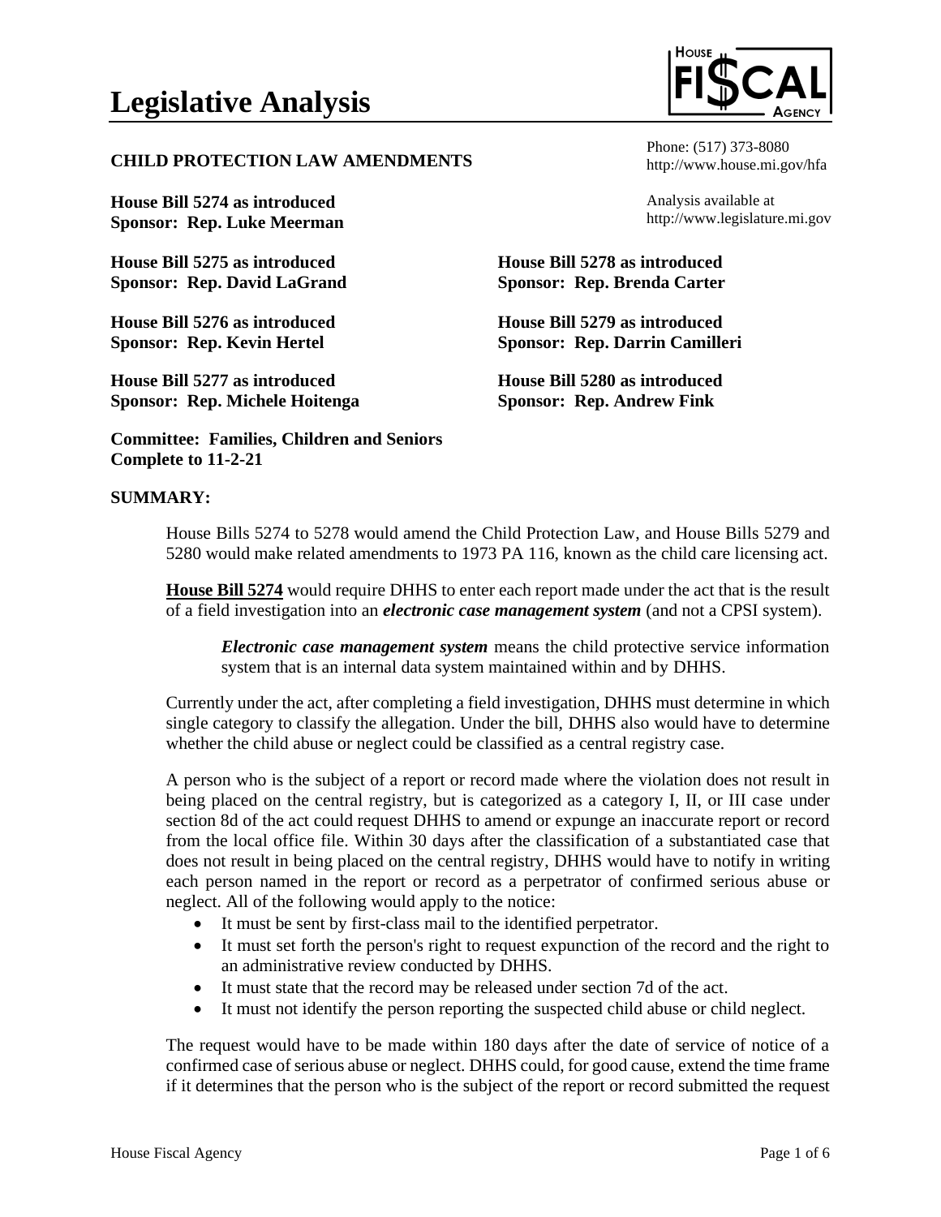# Legislative Analysis

**CHILD PROTECTION LAW AMENDMENTS**

Phone: (517) 373-8080
http://www.house.mi.gov/hfa

Analysis available at
http://www.legislature.mi.gov

**House Bill 5274 as introduced**
**Sponsor: Rep. Luke Meerman**

**House Bill 5275 as introduced**
**Sponsor: Rep. David LaGrand**

**House Bill 5276 as introduced**
**Sponsor: Rep. Kevin Hertel**

**House Bill 5277 as introduced**
**Sponsor: Rep. Michele Hoitenga**

**House Bill 5278 as introduced**
**Sponsor: Rep. Brenda Carter**

**House Bill 5279 as introduced**
**Sponsor: Rep. Darrin Camilleri**

**House Bill 5280 as introduced**
**Sponsor: Rep. Andrew Fink**

**Committee: Families, Children and Seniors**
**Complete to 11-2-21**

## SUMMARY:

House Bills 5274 to 5278 would amend the Child Protection Law, and House Bills 5279 and 5280 would make related amendments to 1973 PA 116, known as the child care licensing act.

**House Bill 5274** would require DHHS to enter each report made under the act that is the result of a field investigation into an ***electronic case management system*** (and not a CPSI system).

> ***Electronic case management system*** means the child protective service information system that is an internal data system maintained within and by DHHS.

Currently under the act, after completing a field investigation, DHHS must determine in which single category to classify the allegation. Under the bill, DHHS also would have to determine whether the child abuse or neglect could be classified as a central registry case.

A person who is the subject of a report or record made where the violation does not result in being placed on the central registry, but is categorized as a category I, II, or III case under section 8d of the act could request DHHS to amend or expunge an inaccurate report or record from the local office file. Within 30 days after the classification of a substantiated case that does not result in being placed on the central registry, DHHS would have to notify in writing each person named in the report or record as a perpetrator of confirmed serious abuse or neglect. All of the following would apply to the notice:

- It must be sent by first-class mail to the identified perpetrator.
- It must set forth the person's right to request expunction of the record and the right to an administrative review conducted by DHHS.
- It must state that the record may be released under section 7d of the act.
- It must not identify the person reporting the suspected child abuse or child neglect.

The request would have to be made within 180 days after the date of service of notice of a confirmed case of serious abuse or neglect. DHHS could, for good cause, extend the time frame if it determines that the person who is the subject of the report or record submitted the request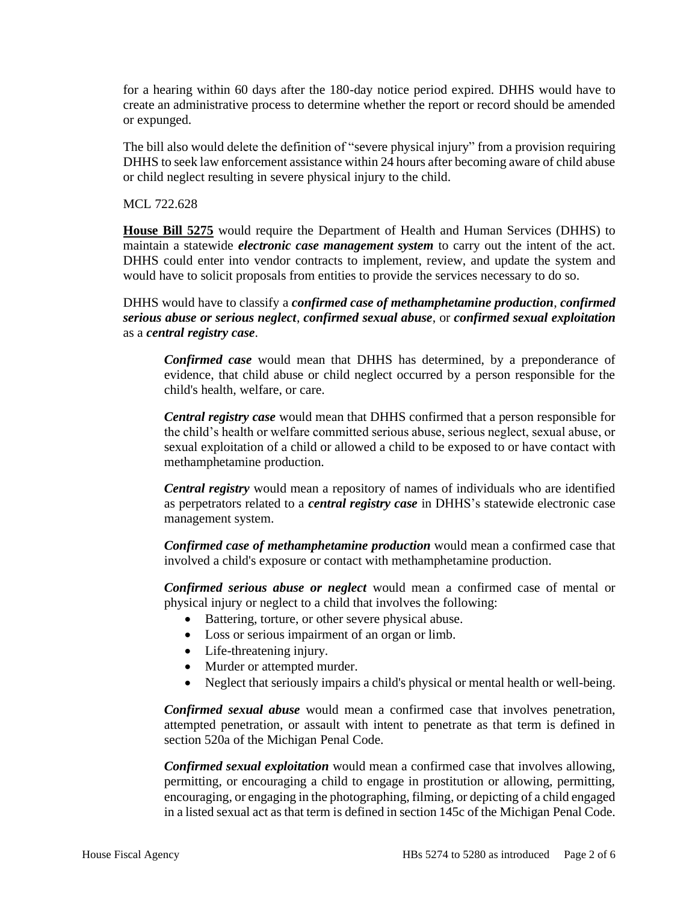for a hearing within 60 days after the 180-day notice period expired. DHHS would have to create an administrative process to determine whether the report or record should be amended or expunged.

The bill also would delete the definition of "severe physical injury" from a provision requiring DHHS to seek law enforcement assistance within 24 hours after becoming aware of child abuse or child neglect resulting in severe physical injury to the child.

MCL 722.628

**House Bill 5275** would require the Department of Health and Human Services (DHHS) to maintain a statewide ***electronic case management system*** to carry out the intent of the act. DHHS could enter into vendor contracts to implement, review, and update the system and would have to solicit proposals from entities to provide the services necessary to do so.

DHHS would have to classify a ***confirmed case of methamphetamine production***, ***confirmed serious abuse or serious neglect***, ***confirmed sexual abuse***, or ***confirmed sexual exploitation*** as a ***central registry case***.

> ***Confirmed case*** would mean that DHHS has determined, by a preponderance of evidence, that child abuse or child neglect occurred by a person responsible for the child's health, welfare, or care.
>
> ***Central registry case*** would mean that DHHS confirmed that a person responsible for the child's health or welfare committed serious abuse, serious neglect, sexual abuse, or sexual exploitation of a child or allowed a child to be exposed to or have contact with methamphetamine production.
>
> ***Central registry*** would mean a repository of names of individuals who are identified as perpetrators related to a ***central registry case*** in DHHS's statewide electronic case management system.
>
> ***Confirmed case of methamphetamine production*** would mean a confirmed case that involved a child's exposure or contact with methamphetamine production.
>
> ***Confirmed serious abuse or neglect*** would mean a confirmed case of mental or physical injury or neglect to a child that involves the following:
>
> - Battering, torture, or other severe physical abuse.
> - Loss or serious impairment of an organ or limb.
> - Life-threatening injury.
> - Murder or attempted murder.
> - Neglect that seriously impairs a child's physical or mental health or well-being.
>
> ***Confirmed sexual abuse*** would mean a confirmed case that involves penetration, attempted penetration, or assault with intent to penetrate as that term is defined in section 520a of the Michigan Penal Code.
>
> ***Confirmed sexual exploitation*** would mean a confirmed case that involves allowing, permitting, or encouraging a child to engage in prostitution or allowing, permitting, encouraging, or engaging in the photographing, filming, or depicting of a child engaged in a listed sexual act as that term is defined in section 145c of the Michigan Penal Code.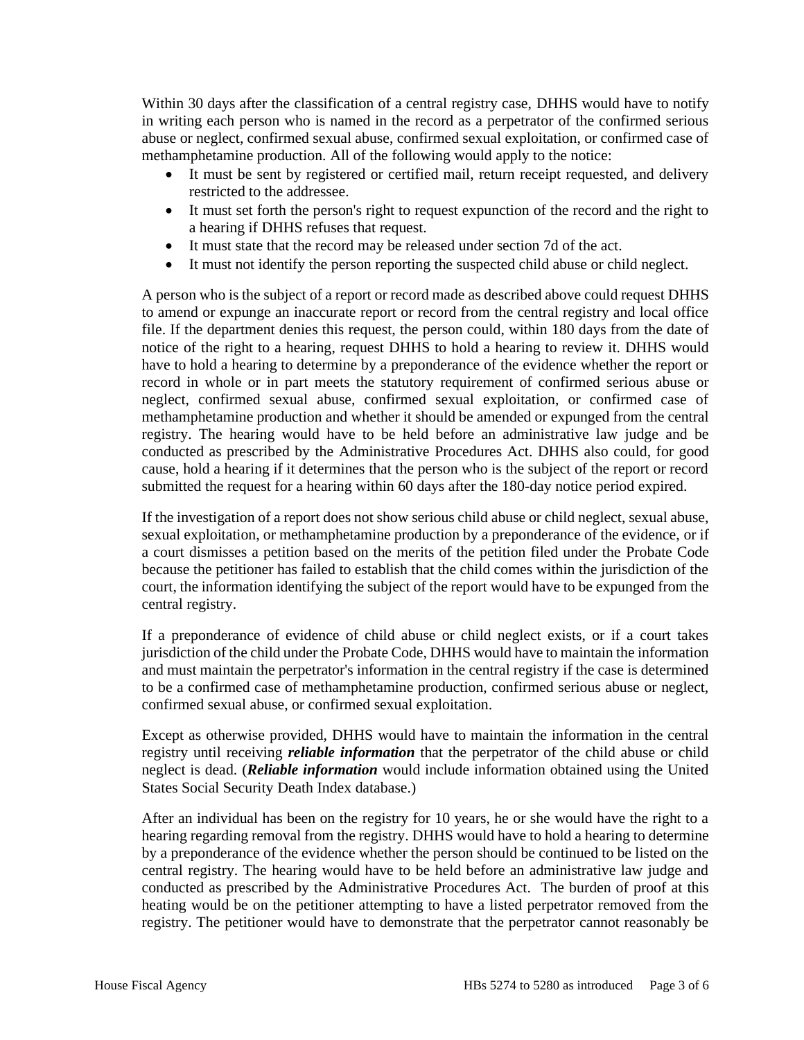Within 30 days after the classification of a central registry case, DHHS would have to notify in writing each person who is named in the record as a perpetrator of the confirmed serious abuse or neglect, confirmed sexual abuse, confirmed sexual exploitation, or confirmed case of methamphetamine production. All of the following would apply to the notice:

- It must be sent by registered or certified mail, return receipt requested, and delivery restricted to the addressee.
- It must set forth the person's right to request expunction of the record and the right to a hearing if DHHS refuses that request.
- It must state that the record may be released under section 7d of the act.
- It must not identify the person reporting the suspected child abuse or child neglect.

A person who is the subject of a report or record made as described above could request DHHS to amend or expunge an inaccurate report or record from the central registry and local office file. If the department denies this request, the person could, within 180 days from the date of notice of the right to a hearing, request DHHS to hold a hearing to review it. DHHS would have to hold a hearing to determine by a preponderance of the evidence whether the report or record in whole or in part meets the statutory requirement of confirmed serious abuse or neglect, confirmed sexual abuse, confirmed sexual exploitation, or confirmed case of methamphetamine production and whether it should be amended or expunged from the central registry. The hearing would have to be held before an administrative law judge and be conducted as prescribed by the Administrative Procedures Act. DHHS also could, for good cause, hold a hearing if it determines that the person who is the subject of the report or record submitted the request for a hearing within 60 days after the 180-day notice period expired.

If the investigation of a report does not show serious child abuse or child neglect, sexual abuse, sexual exploitation, or methamphetamine production by a preponderance of the evidence, or if a court dismisses a petition based on the merits of the petition filed under the Probate Code because the petitioner has failed to establish that the child comes within the jurisdiction of the court, the information identifying the subject of the report would have to be expunged from the central registry.

If a preponderance of evidence of child abuse or child neglect exists, or if a court takes jurisdiction of the child under the Probate Code, DHHS would have to maintain the information and must maintain the perpetrator's information in the central registry if the case is determined to be a confirmed case of methamphetamine production, confirmed serious abuse or neglect, confirmed sexual abuse, or confirmed sexual exploitation.

Except as otherwise provided, DHHS would have to maintain the information in the central registry until receiving ***reliable information*** that the perpetrator of the child abuse or child neglect is dead. (***Reliable information*** would include information obtained using the United States Social Security Death Index database.)

After an individual has been on the registry for 10 years, he or she would have the right to a hearing regarding removal from the registry. DHHS would have to hold a hearing to determine by a preponderance of the evidence whether the person should be continued to be listed on the central registry. The hearing would have to be held before an administrative law judge and conducted as prescribed by the Administrative Procedures Act. The burden of proof at this heating would be on the petitioner attempting to have a listed perpetrator removed from the registry. The petitioner would have to demonstrate that the perpetrator cannot reasonably be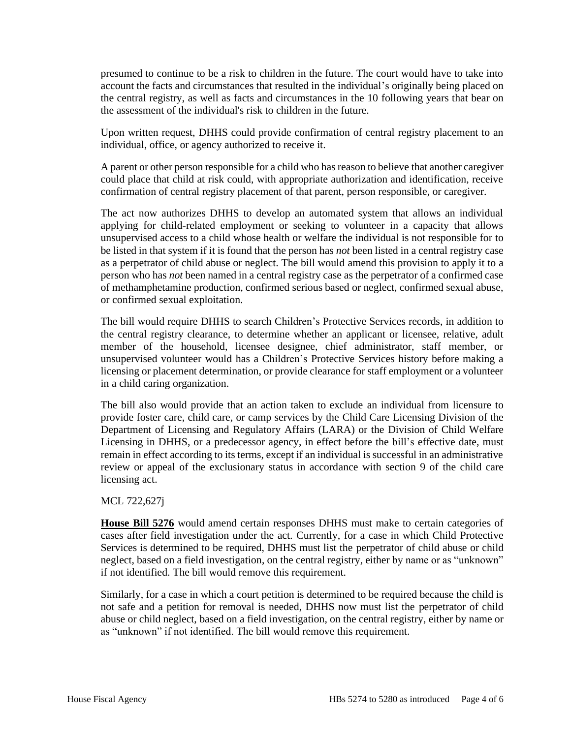presumed to continue to be a risk to children in the future. The court would have to take into account the facts and circumstances that resulted in the individual's originally being placed on the central registry, as well as facts and circumstances in the 10 following years that bear on the assessment of the individual's risk to children in the future.

Upon written request, DHHS could provide confirmation of central registry placement to an individual, office, or agency authorized to receive it.

A parent or other person responsible for a child who has reason to believe that another caregiver could place that child at risk could, with appropriate authorization and identification, receive confirmation of central registry placement of that parent, person responsible, or caregiver.

The act now authorizes DHHS to develop an automated system that allows an individual applying for child-related employment or seeking to volunteer in a capacity that allows unsupervised access to a child whose health or welfare the individual is not responsible for to be listed in that system if it is found that the person has *not* been listed in a central registry case as a perpetrator of child abuse or neglect. The bill would amend this provision to apply it to a person who has *not* been named in a central registry case as the perpetrator of a confirmed case of methamphetamine production, confirmed serious based or neglect, confirmed sexual abuse, or confirmed sexual exploitation.

The bill would require DHHS to search Children's Protective Services records, in addition to the central registry clearance, to determine whether an applicant or licensee, relative, adult member of the household, licensee designee, chief administrator, staff member, or unsupervised volunteer would has a Children's Protective Services history before making a licensing or placement determination, or provide clearance for staff employment or a volunteer in a child caring organization.

The bill also would provide that an action taken to exclude an individual from licensure to provide foster care, child care, or camp services by the Child Care Licensing Division of the Department of Licensing and Regulatory Affairs (LARA) or the Division of Child Welfare Licensing in DHHS, or a predecessor agency, in effect before the bill's effective date, must remain in effect according to its terms, except if an individual is successful in an administrative review or appeal of the exclusionary status in accordance with section 9 of the child care licensing act.

MCL 722,627j

**House Bill 5276** would amend certain responses DHHS must make to certain categories of cases after field investigation under the act. Currently, for a case in which Child Protective Services is determined to be required, DHHS must list the perpetrator of child abuse or child neglect, based on a field investigation, on the central registry, either by name or as "unknown" if not identified. The bill would remove this requirement.

Similarly, for a case in which a court petition is determined to be required because the child is not safe and a petition for removal is needed, DHHS now must list the perpetrator of child abuse or child neglect, based on a field investigation, on the central registry, either by name or as "unknown" if not identified. The bill would remove this requirement.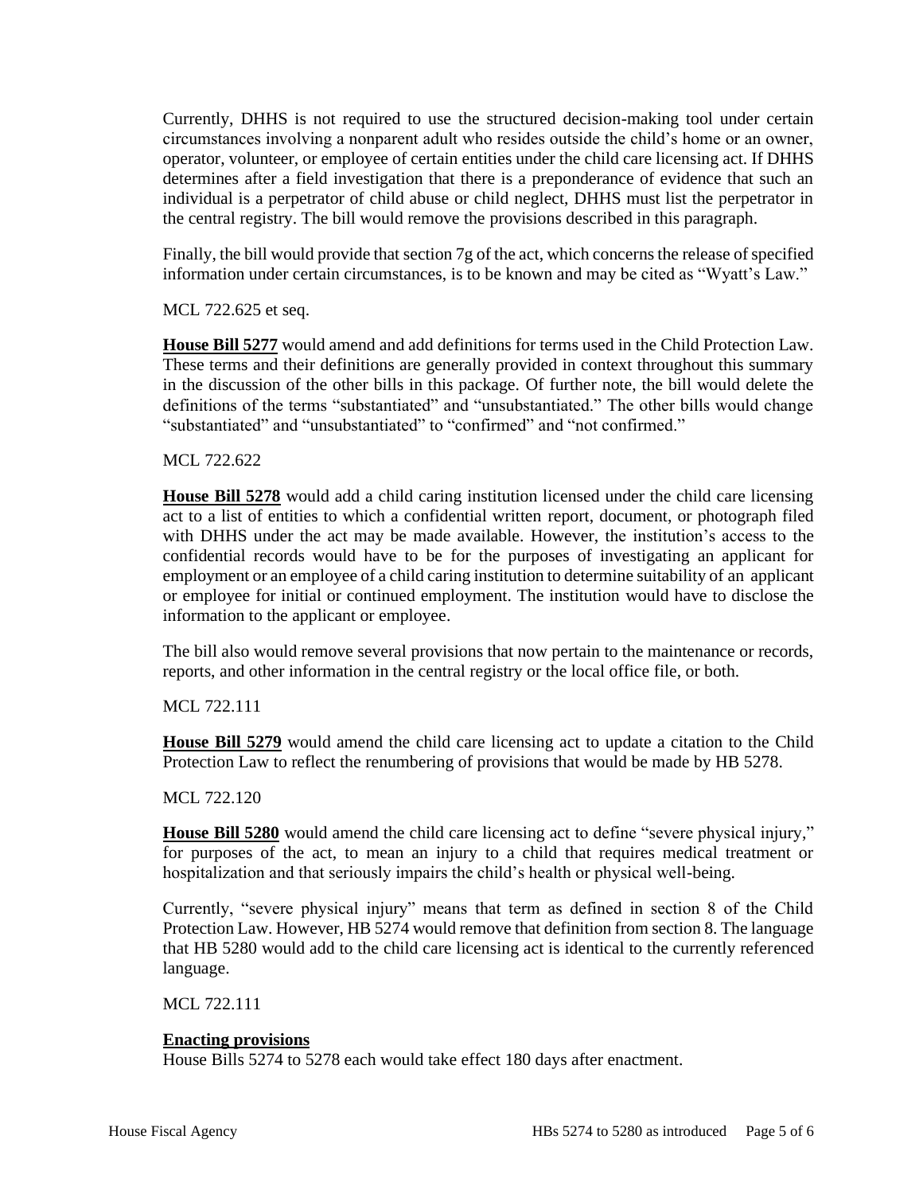Currently, DHHS is not required to use the structured decision-making tool under certain circumstances involving a nonparent adult who resides outside the child's home or an owner, operator, volunteer, or employee of certain entities under the child care licensing act. If DHHS determines after a field investigation that there is a preponderance of evidence that such an individual is a perpetrator of child abuse or child neglect, DHHS must list the perpetrator in the central registry. The bill would remove the provisions described in this paragraph.

Finally, the bill would provide that section 7g of the act, which concerns the release of specified information under certain circumstances, is to be known and may be cited as "Wyatt's Law."

MCL 722.625 et seq.

**House Bill 5277** would amend and add definitions for terms used in the Child Protection Law. These terms and their definitions are generally provided in context throughout this summary in the discussion of the other bills in this package. Of further note, the bill would delete the definitions of the terms "substantiated" and "unsubstantiated." The other bills would change "substantiated" and "unsubstantiated" to "confirmed" and "not confirmed."

MCL 722.622

**House Bill 5278** would add a child caring institution licensed under the child care licensing act to a list of entities to which a confidential written report, document, or photograph filed with DHHS under the act may be made available. However, the institution's access to the confidential records would have to be for the purposes of investigating an applicant for employment or an employee of a child caring institution to determine suitability of an applicant or employee for initial or continued employment. The institution would have to disclose the information to the applicant or employee.

The bill also would remove several provisions that now pertain to the maintenance or records, reports, and other information in the central registry or the local office file, or both.

MCL 722.111

**House Bill 5279** would amend the child care licensing act to update a citation to the Child Protection Law to reflect the renumbering of provisions that would be made by HB 5278.

MCL 722.120

**House Bill 5280** would amend the child care licensing act to define "severe physical injury," for purposes of the act, to mean an injury to a child that requires medical treatment or hospitalization and that seriously impairs the child's health or physical well-being.

Currently, "severe physical injury" means that term as defined in section 8 of the Child Protection Law. However, HB 5274 would remove that definition from section 8. The language that HB 5280 would add to the child care licensing act is identical to the currently referenced language.

MCL 722.111

**Enacting provisions**

House Bills 5274 to 5278 each would take effect 180 days after enactment.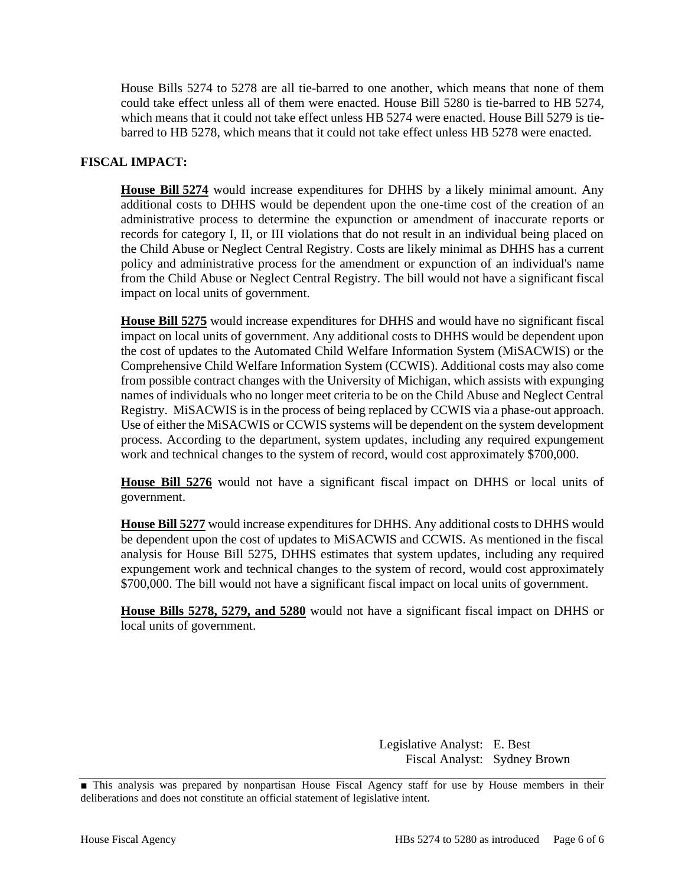House Bills 5274 to 5278 are all tie-barred to one another, which means that none of them could take effect unless all of them were enacted. House Bill 5280 is tie-barred to HB 5274, which means that it could not take effect unless HB 5274 were enacted. House Bill 5279 is tie-barred to HB 5278, which means that it could not take effect unless HB 5278 were enacted.

## FISCAL IMPACT:

**House Bill 5274** would increase expenditures for DHHS by a likely minimal amount. Any additional costs to DHHS would be dependent upon the one-time cost of the creation of an administrative process to determine the expunction or amendment of inaccurate reports or records for category I, II, or III violations that do not result in an individual being placed on the Child Abuse or Neglect Central Registry. Costs are likely minimal as DHHS has a current policy and administrative process for the amendment or expunction of an individual's name from the Child Abuse or Neglect Central Registry. The bill would not have a significant fiscal impact on local units of government.

**House Bill 5275** would increase expenditures for DHHS and would have no significant fiscal impact on local units of government. Any additional costs to DHHS would be dependent upon the cost of updates to the Automated Child Welfare Information System (MiSACWIS) or the Comprehensive Child Welfare Information System (CCWIS). Additional costs may also come from possible contract changes with the University of Michigan, which assists with expunging names of individuals who no longer meet criteria to be on the Child Abuse and Neglect Central Registry. MiSACWIS is in the process of being replaced by CCWIS via a phase-out approach. Use of either the MiSACWIS or CCWIS systems will be dependent on the system development process. According to the department, system updates, including any required expungement work and technical changes to the system of record, would cost approximately $700,000.

**House Bill 5276** would not have a significant fiscal impact on DHHS or local units of government.

**House Bill 5277** would increase expenditures for DHHS. Any additional costs to DHHS would be dependent upon the cost of updates to MiSACWIS and CCWIS. As mentioned in the fiscal analysis for House Bill 5275, DHHS estimates that system updates, including any required expungement work and technical changes to the system of record, would cost approximately $700,000. The bill would not have a significant fiscal impact on local units of government.

**House Bills 5278, 5279, and 5280** would not have a significant fiscal impact on DHHS or local units of government.

Legislative Analyst: E. Best
Fiscal Analyst: Sydney Brown

■ This analysis was prepared by nonpartisan House Fiscal Agency staff for use by House members in their deliberations and does not constitute an official statement of legislative intent.